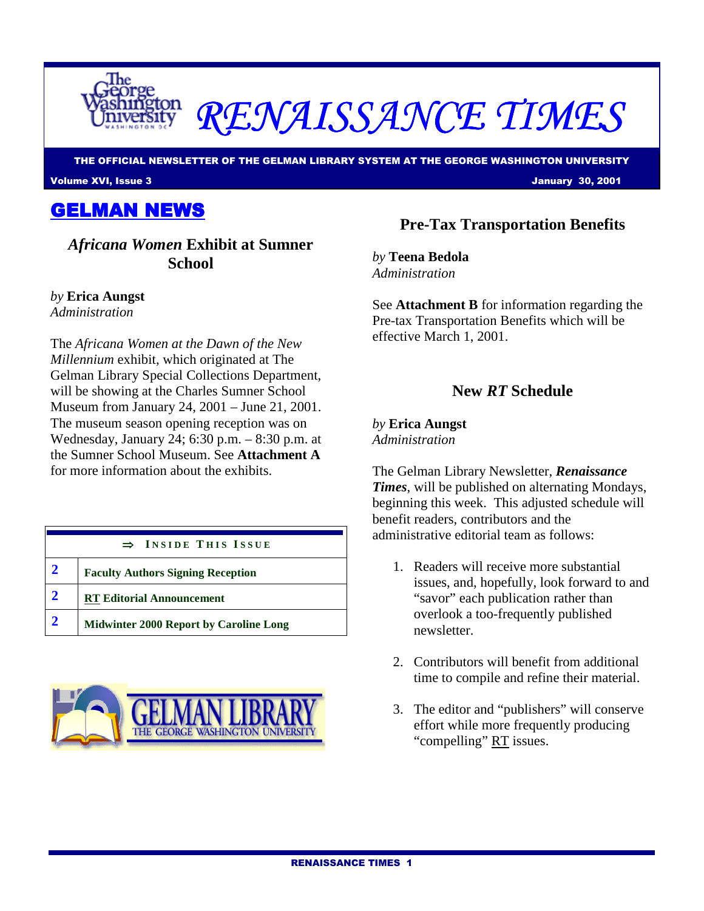# RENAISSANCE TIMES

**THE OFFICIAL NEWSLETTER OF THE GELMAN LIBRARY SYSTEM AT THE GEORGE WASHINGTON UNIVERSITY**

**Volume XVI, Issue 3** **January 30, 2001**

## GELMAN NEWS

### *Africana Women* Exhibit at Sumner School

*by* **Erica Aungst**
*Administration*

The *Africana Women at the Dawn of the New Millennium* exhibit, which originated at The Gelman Library Special Collections Department, will be showing at the Charles Sumner School Museum from January 24, 2001 – June 21, 2001. The museum season opening reception was on Wednesday, January 24; 6:30 p.m. – 8:30 p.m. at the Sumner School Museum. See **Attachment A** for more information about the exhibits.

| ⇒ INSIDE THIS ISSUE | |
|---|---|
| 2 | Faculty Authors Signing Reception |
| 2 | RT Editorial Announcement |
| 2 | Midwinter 2000 Report by Caroline Long |

### Pre-Tax Transportation Benefits

*by* **Teena Bedola**
*Administration*

See **Attachment B** for information regarding the Pre-tax Transportation Benefits which will be effective March 1, 2001.

### New *RT* Schedule

*by* **Erica Aungst**
*Administration*

The Gelman Library Newsletter, ***Renaissance Times***, will be published on alternating Mondays, beginning this week. This adjusted schedule will benefit readers, contributors and the administrative editorial team as follows:

1. Readers will receive more substantial issues, and, hopefully, look forward to and "savor" each publication rather than overlook a too-frequently published newsletter.

2. Contributors will benefit from additional time to compile and refine their material.

3. The editor and "publishers" will conserve effort while more frequently producing "compelling" RT issues.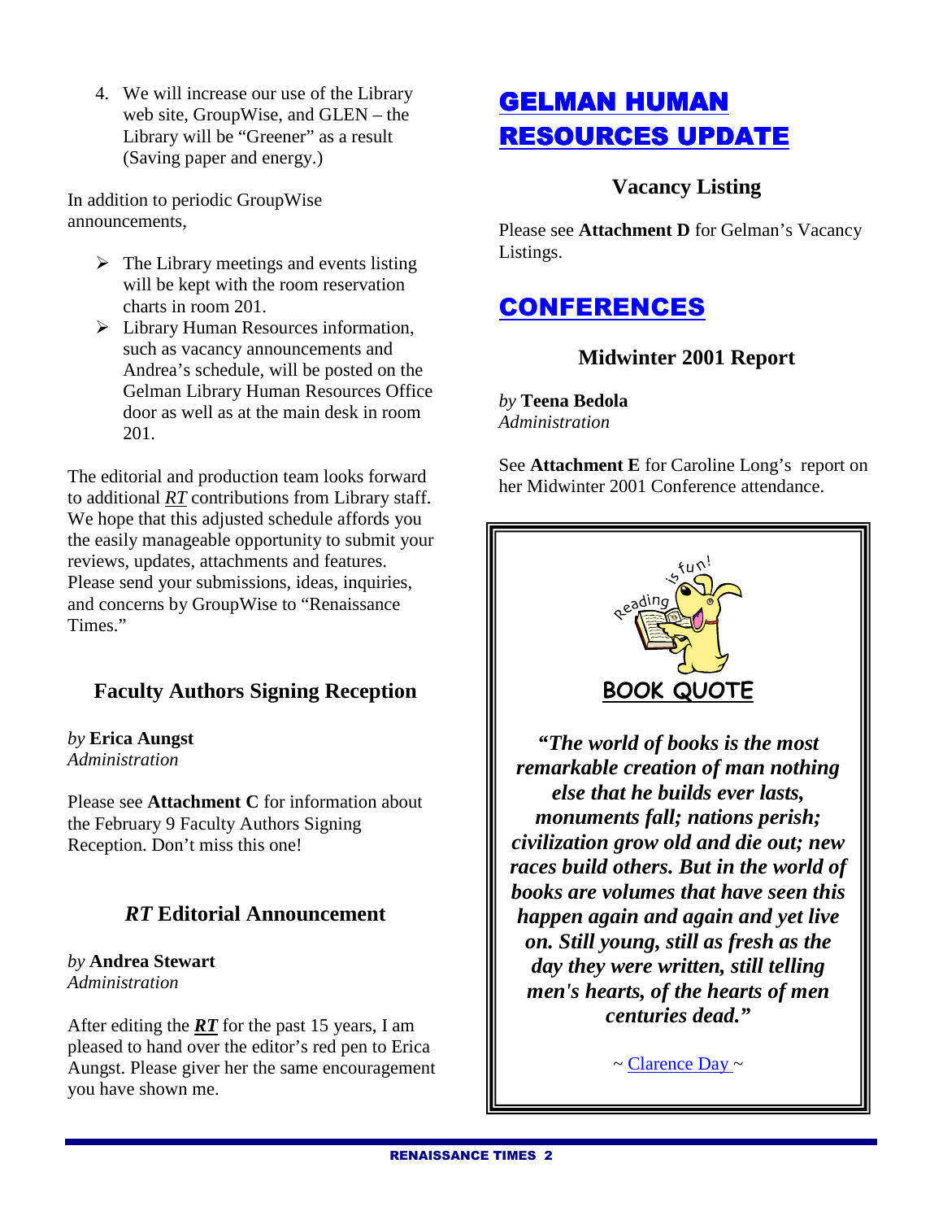4. We will increase our use of the Library web site, GroupWise, and GLEN – the Library will be "Greener" as a result (Saving paper and energy.)

In addition to periodic GroupWise announcements,

- The Library meetings and events listing will be kept with the room reservation charts in room 201.
- Library Human Resources information, such as vacancy announcements and Andrea's schedule, will be posted on the Gelman Library Human Resources Office door as well as at the main desk in room 201.

The editorial and production team looks forward to additional ***RT*** contributions from Library staff. We hope that this adjusted schedule affords you the easily manageable opportunity to submit your reviews, updates, attachments and features. Please send your submissions, ideas, inquiries, and concerns by GroupWise to "Renaissance Times."

### Faculty Authors Signing Reception

*by* **Erica Aungst**
*Administration*

Please see **Attachment C** for information about the February 9 Faculty Authors Signing Reception. Don't miss this one!

### *RT* Editorial Announcement

*by* **Andrea Stewart**
*Administration*

After editing the ***RT*** for the past 15 years, I am pleased to hand over the editor's red pen to Erica Aungst. Please giver her the same encouragement you have shown me.

## GELMAN HUMAN RESOURCES UPDATE

### Vacancy Listing

Please see **Attachment D** for Gelman's Vacancy Listings.

## CONFERENCES

### Midwinter 2001 Report

*by* **Teena Bedola**
*Administration*

See **Attachment E** for Caroline Long's report on her Midwinter 2001 Conference attendance.

**BOOK QUOTE**

***"The world of books is the most remarkable creation of man nothing else that he builds ever lasts, monuments fall; nations perish; civilization grow old and die out; new races build others. But in the world of books are volumes that have seen this happen again and again and yet live on. Still young, still as fresh as the day they were written, still telling men's hearts, of the hearts of men centuries dead."***

~ Clarence Day ~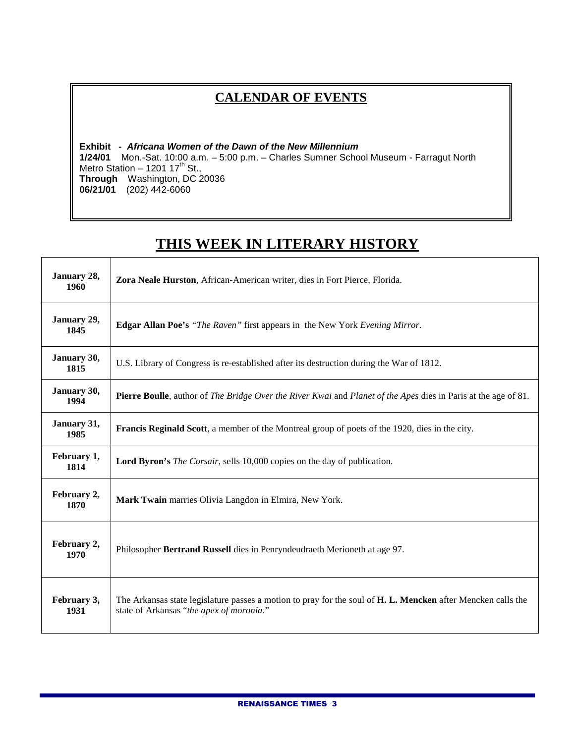## CALENDAR OF EVENTS

**Exhibit - *Africana Women of the Dawn of the New Millennium***
**1/24/01** Mon.-Sat. 10:00 a.m. – 5:00 p.m. – Charles Sumner School Museum - Farragut North Metro Station – 1201 17th St.,
**Through** Washington, DC 20036
**06/21/01** (202) 442-6060

# THIS WEEK IN LITERARY HISTORY

| | |
|---|---|
| **January 28, 1960** | **Zora Neale Hurston**, African-American writer, dies in Fort Pierce, Florida. |
| **January 29, 1845** | **Edgar Allan Poe's** *"The Raven"* first appears in the New York *Evening Mirror*. |
| **January 30, 1815** | U.S. Library of Congress is re-established after its destruction during the War of 1812. |
| **January 30, 1994** | **Pierre Boulle**, author of *The Bridge Over the River Kwai* and *Planet of the Apes* dies in Paris at the age of 81. |
| **January 31, 1985** | **Francis Reginald Scott**, a member of the Montreal group of poets of the 1920, dies in the city. |
| **February 1, 1814** | **Lord Byron's** *The Corsair*, sells 10,000 copies on the day of publication. |
| **February 2, 1870** | **Mark Twain** marries Olivia Langdon in Elmira, New York. |
| **February 2, 1970** | Philosopher **Bertrand Russell** dies in Penryndeudraeth Merioneth at age 97. |
| **February 3, 1931** | The Arkansas state legislature passes a motion to pray for the soul of **H. L. Mencken** after Mencken calls the state of Arkansas "*the apex of moronia*." |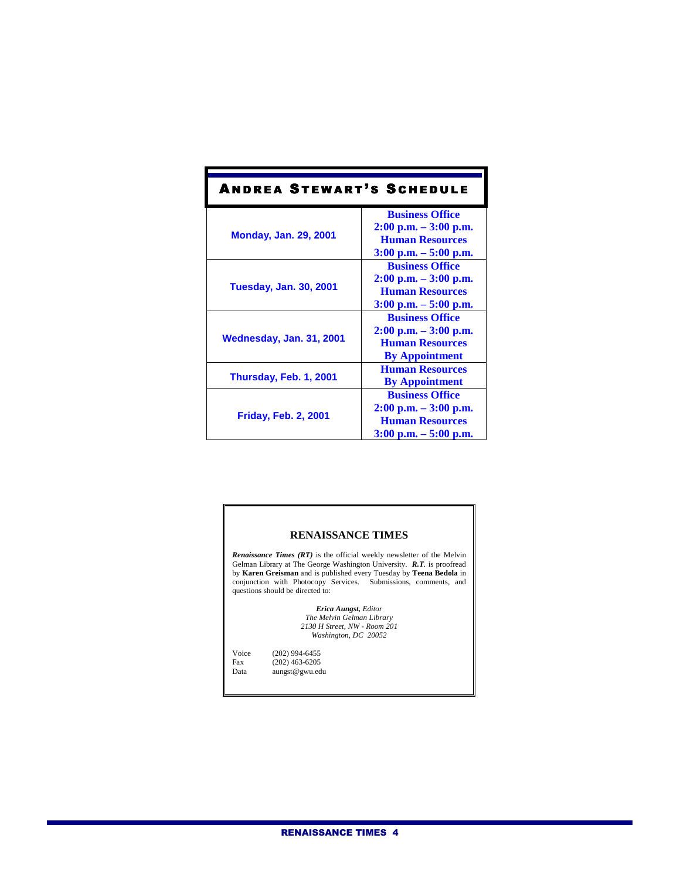## ANDREA STEWART'S SCHEDULE

| | |
|---|---|
| Monday, Jan. 29, 2001 | **Business Office** 2:00 p.m. – 3:00 p.m. **Human Resources** 3:00 p.m. – 5:00 p.m. |
| Tuesday, Jan. 30, 2001 | **Business Office** 2:00 p.m. – 3:00 p.m. **Human Resources** 3:00 p.m. – 5:00 p.m. |
| Wednesday, Jan. 31, 2001 | **Business Office** 2:00 p.m. – 3:00 p.m. **Human Resources** By Appointment |
| Thursday, Feb. 1, 2001 | **Human Resources** By Appointment |
| Friday, Feb. 2, 2001 | **Business Office** 2:00 p.m. – 3:00 p.m. **Human Resources** 3:00 p.m. – 5:00 p.m. |

### RENAISSANCE TIMES

***Renaissance Times (RT)*** is the official weekly newsletter of the Melvin Gelman Library at The George Washington University. ***R.T.*** is proofread by **Karen Greisman** and is published every Tuesday by **Teena Bedola** in conjunction with Photocopy Services. Submissions, comments, and questions should be directed to:

***Erica Aungst,*** *Editor*
*The Melvin Gelman Library*
*2130 H Street, NW - Room 201*
*Washington, DC 20052*

Voice (202) 994-6455
Fax (202) 463-6205
Data aungst@gwu.edu